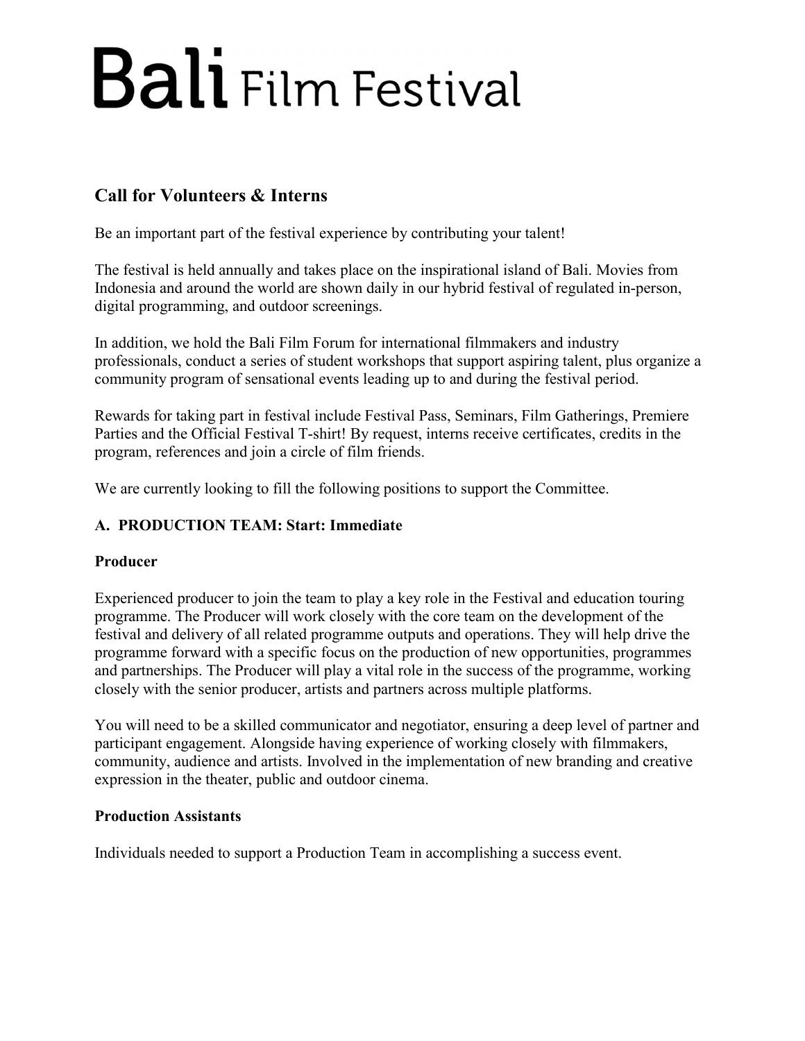# Bali Film Festival

## Call for Volunteers & Interns

Be an important part of the festival experience by contributing your talent!

The festival is held annually and takes place on the inspirational island of Bali. Movies from Indonesia and around the world are shown daily in our hybrid festival of regulated in-person, digital programming, and outdoor screenings.

In addition, we hold the Bali Film Forum for international filmmakers and industry professionals, conduct a series of student workshops that support aspiring talent, plus organize a community program of sensational events leading up to and during the festival period.

Rewards for taking part in festival include Festival Pass, Seminars, Film Gatherings, Premiere Parties and the Official Festival T-shirt! By request, interns receive certificates, credits in the program, references and join a circle of film friends.

We are currently looking to fill the following positions to support the Committee.

### A. PRODUCTION TEAM: Start: Immediate

#### Producer

Experienced producer to join the team to play a key role in the Festival and education touring programme. The Producer will work closely with the core team on the development of the festival and delivery of all related programme outputs and operations. They will help drive the programme forward with a specific focus on the production of new opportunities, programmes and partnerships. The Producer will play a vital role in the success of the programme, working closely with the senior producer, artists and partners across multiple platforms.

You will need to be a skilled communicator and negotiator, ensuring a deep level of partner and participant engagement. Alongside having experience of working closely with filmmakers, community, audience and artists. Involved in the implementation of new branding and creative expression in the theater, public and outdoor cinema.

#### Production Assistants

Individuals needed to support a Production Team in accomplishing a success event.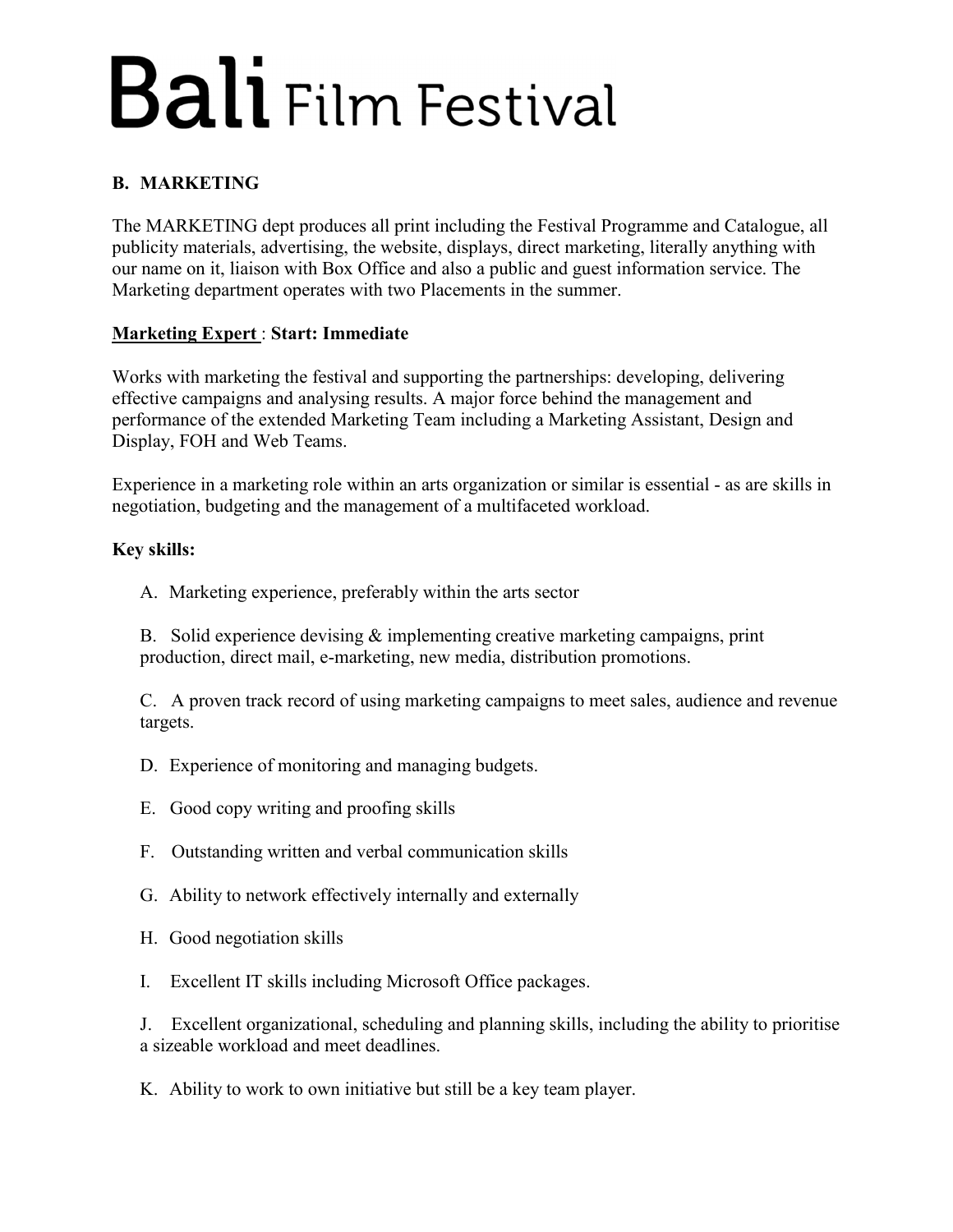# Bali Film Festival

## B. MARKETING

The MARKETING dept produces all print including the Festival Programme and Catalogue, all publicity materials, advertising, the website, displays, direct marketing, literally anything with our name on it, liaison with Box Office and also a public and guest information service. The Marketing department operates with two Placements in the summer.

**Marketing Expert** : **Start: Immediate**

Works with marketing the festival and supporting the partnerships: developing, delivering effective campaigns and analysing results. A major force behind the management and performance of the extended Marketing Team including a Marketing Assistant, Design and Display, FOH and Web Teams.

Experience in a marketing role within an arts organization or similar is essential - as are skills in negotiation, budgeting and the management of a multifaceted workload.

**Key skills:**

A. Marketing experience, preferably within the arts sector

B. Solid experience devising & implementing creative marketing campaigns, print production, direct mail, e-marketing, new media, distribution promotions.

C. A proven track record of using marketing campaigns to meet sales, audience and revenue targets.

D. Experience of monitoring and managing budgets.

E. Good copy writing and proofing skills

F. Outstanding written and verbal communication skills

G. Ability to network effectively internally and externally

H. Good negotiation skills

I. Excellent IT skills including Microsoft Office packages.

J. Excellent organizational, scheduling and planning skills, including the ability to prioritise a sizeable workload and meet deadlines.

K. Ability to work to own initiative but still be a key team player.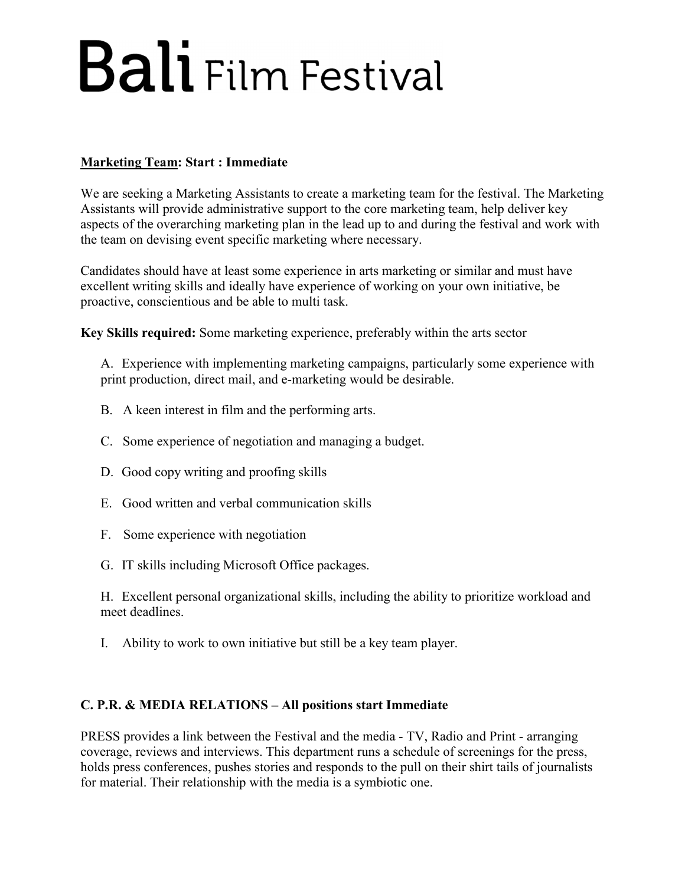# Bali Film Festival

**Marketing Team: Start : Immediate**

We are seeking a Marketing Assistants to create a marketing team for the festival. The Marketing Assistants will provide administrative support to the core marketing team, help deliver key aspects of the overarching marketing plan in the lead up to and during the festival and work with the team on devising event specific marketing where necessary.

Candidates should have at least some experience in arts marketing or similar and must have excellent writing skills and ideally have experience of working on your own initiative, be proactive, conscientious and be able to multi task.

**Key Skills required:** Some marketing experience, preferably within the arts sector

A. Experience with implementing marketing campaigns, particularly some experience with print production, direct mail, and e-marketing would be desirable.

B. A keen interest in film and the performing arts.

C. Some experience of negotiation and managing a budget.

D. Good copy writing and proofing skills

E. Good written and verbal communication skills

F. Some experience with negotiation

G. IT skills including Microsoft Office packages.

H. Excellent personal organizational skills, including the ability to prioritize workload and meet deadlines.

I. Ability to work to own initiative but still be a key team player.

**C. P.R. & MEDIA RELATIONS – All positions start Immediate**

PRESS provides a link between the Festival and the media - TV, Radio and Print - arranging coverage, reviews and interviews. This department runs a schedule of screenings for the press, holds press conferences, pushes stories and responds to the pull on their shirt tails of journalists for material. Their relationship with the media is a symbiotic one.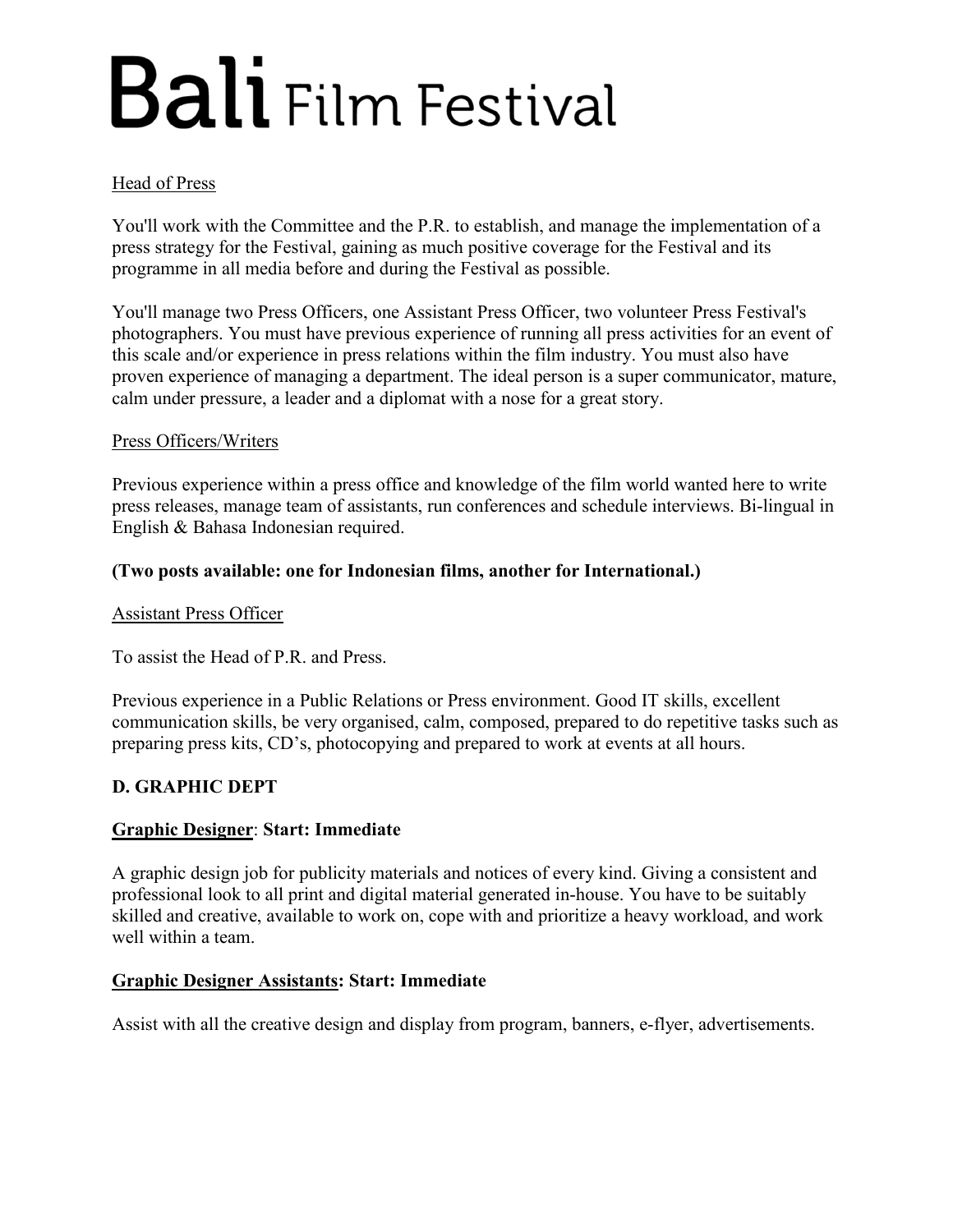# **Bali** Film Festival

<u>Head of Press</u>

You'll work with the Committee and the P.R. to establish, and manage the implementation of a press strategy for the Festival, gaining as much positive coverage for the Festival and its programme in all media before and during the Festival as possible.

You'll manage two Press Officers, one Assistant Press Officer, two volunteer Press Festival's photographers. You must have previous experience of running all press activities for an event of this scale and/or experience in press relations within the film industry. You must also have proven experience of managing a department. The ideal person is a super communicator, mature, calm under pressure, a leader and a diplomat with a nose for a great story.

<u>Press Officers/Writers</u>

Previous experience within a press office and knowledge of the film world wanted here to write press releases, manage team of assistants, run conferences and schedule interviews. Bi-lingual in English & Bahasa Indonesian required.

**(Two posts available: one for Indonesian films, another for International.)**

<u>Assistant Press Officer</u>

To assist the Head of P.R. and Press.

Previous experience in a Public Relations or Press environment. Good IT skills, excellent communication skills, be very organised, calm, composed, prepared to do repetitive tasks such as preparing press kits, CD's, photocopying and prepared to work at events at all hours.

## D. GRAPHIC DEPT

**<u>Graphic Designer</u>: Start: Immediate**

A graphic design job for publicity materials and notices of every kind. Giving a consistent and professional look to all print and digital material generated in-house. You have to be suitably skilled and creative, available to work on, cope with and prioritize a heavy workload, and work well within a team.

**<u>Graphic Designer Assistants</u>: Start: Immediate**

Assist with all the creative design and display from program, banners, e-flyer, advertisements.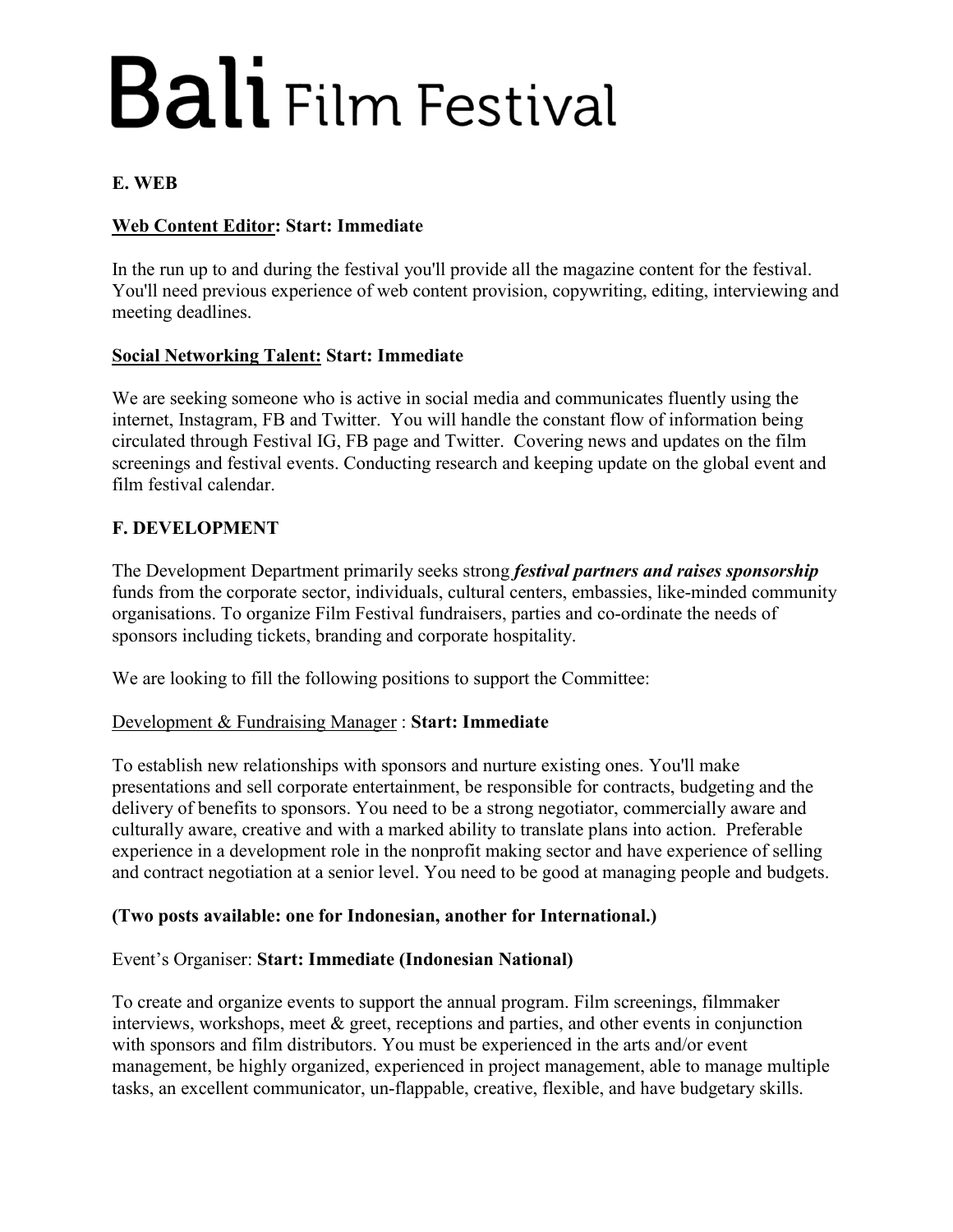# Bali Film Festival

## E. WEB

**<u>Web Content Editor</u>: Start: Immediate**

In the run up to and during the festival you'll provide all the magazine content for the festival. You'll need previous experience of web content provision, copywriting, editing, interviewing and meeting deadlines.

**<u>Social Networking Talent:</u> Start: Immediate**

We are seeking someone who is active in social media and communicates fluently using the internet, Instagram, FB and Twitter. You will handle the constant flow of information being circulated through Festival IG, FB page and Twitter. Covering news and updates on the film screenings and festival events. Conducting research and keeping update on the global event and film festival calendar.

## F. DEVELOPMENT

The Development Department primarily seeks strong ***festival partners and raises sponsorship*** funds from the corporate sector, individuals, cultural centers, embassies, like-minded community organisations. To organize Film Festival fundraisers, parties and co-ordinate the needs of sponsors including tickets, branding and corporate hospitality.

We are looking to fill the following positions to support the Committee:

<u>Development & Fundraising Manager</u> : **Start: Immediate**

To establish new relationships with sponsors and nurture existing ones. You'll make presentations and sell corporate entertainment, be responsible for contracts, budgeting and the delivery of benefits to sponsors. You need to be a strong negotiator, commercially aware and culturally aware, creative and with a marked ability to translate plans into action. Preferable experience in a development role in the nonprofit making sector and have experience of selling and contract negotiation at a senior level. You need to be good at managing people and budgets.

**(Two posts available: one for Indonesian, another for International.)**

Event's Organiser: **Start: Immediate (Indonesian National)**

To create and organize events to support the annual program. Film screenings, filmmaker interviews, workshops, meet & greet, receptions and parties, and other events in conjunction with sponsors and film distributors. You must be experienced in the arts and/or event management, be highly organized, experienced in project management, able to manage multiple tasks, an excellent communicator, un-flappable, creative, flexible, and have budgetary skills.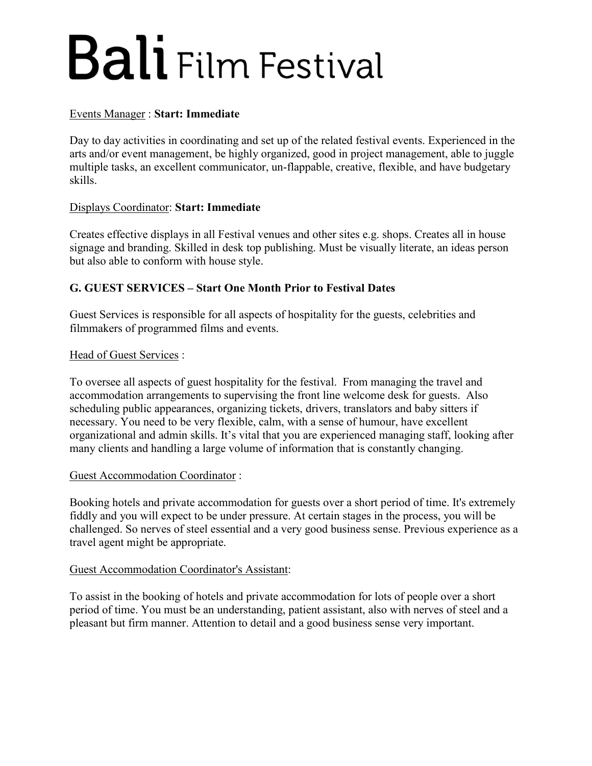# Bali Film Festival

Events Manager : **Start: Immediate**

Day to day activities in coordinating and set up of the related festival events. Experienced in the arts and/or event management, be highly organized, good in project management, able to juggle multiple tasks, an excellent communicator, un-flappable, creative, flexible, and have budgetary skills.

Displays Coordinator: **Start: Immediate**

Creates effective displays in all Festival venues and other sites e.g. shops. Creates all in house signage and branding. Skilled in desk top publishing. Must be visually literate, an ideas person but also able to conform with house style.

**G. GUEST SERVICES – Start One Month Prior to Festival Dates**

Guest Services is responsible for all aspects of hospitality for the guests, celebrities and filmmakers of programmed films and events.

Head of Guest Services :

To oversee all aspects of guest hospitality for the festival. From managing the travel and accommodation arrangements to supervising the front line welcome desk for guests. Also scheduling public appearances, organizing tickets, drivers, translators and baby sitters if necessary. You need to be very flexible, calm, with a sense of humour, have excellent organizational and admin skills. It's vital that you are experienced managing staff, looking after many clients and handling a large volume of information that is constantly changing.

Guest Accommodation Coordinator :

Booking hotels and private accommodation for guests over a short period of time. It's extremely fiddly and you will expect to be under pressure. At certain stages in the process, you will be challenged. So nerves of steel essential and a very good business sense. Previous experience as a travel agent might be appropriate.

Guest Accommodation Coordinator's Assistant:

To assist in the booking of hotels and private accommodation for lots of people over a short period of time. You must be an understanding, patient assistant, also with nerves of steel and a pleasant but firm manner. Attention to detail and a good business sense very important.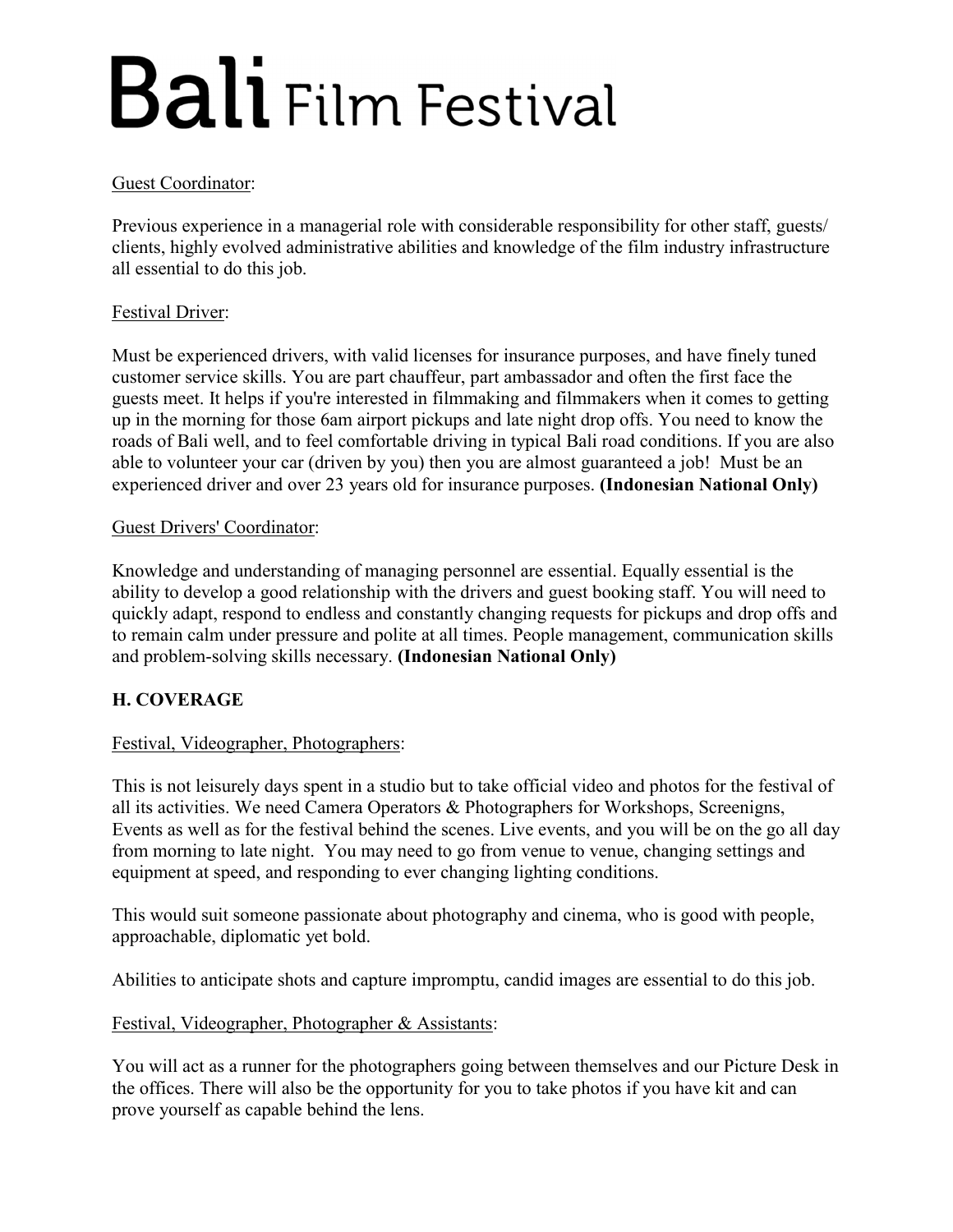# Bali Film Festival

Guest Coordinator:

Previous experience in a managerial role with considerable responsibility for other staff, guests/ clients, highly evolved administrative abilities and knowledge of the film industry infrastructure all essential to do this job.

Festival Driver:

Must be experienced drivers, with valid licenses for insurance purposes, and have finely tuned customer service skills. You are part chauffeur, part ambassador and often the first face the guests meet. It helps if you're interested in filmmaking and filmmakers when it comes to getting up in the morning for those 6am airport pickups and late night drop offs. You need to know the roads of Bali well, and to feel comfortable driving in typical Bali road conditions. If you are also able to volunteer your car (driven by you) then you are almost guaranteed a job! Must be an experienced driver and over 23 years old for insurance purposes. **(Indonesian National Only)**

Guest Drivers' Coordinator:

Knowledge and understanding of managing personnel are essential. Equally essential is the ability to develop a good relationship with the drivers and guest booking staff. You will need to quickly adapt, respond to endless and constantly changing requests for pickups and drop offs and to remain calm under pressure and polite at all times. People management, communication skills and problem-solving skills necessary. **(Indonesian National Only)**

## H. COVERAGE

Festival, Videographer, Photographers:

This is not leisurely days spent in a studio but to take official video and photos for the festival of all its activities. We need Camera Operators & Photographers for Workshops, Screenigns, Events as well as for the festival behind the scenes. Live events, and you will be on the go all day from morning to late night. You may need to go from venue to venue, changing settings and equipment at speed, and responding to ever changing lighting conditions.

This would suit someone passionate about photography and cinema, who is good with people, approachable, diplomatic yet bold.

Abilities to anticipate shots and capture impromptu, candid images are essential to do this job.

Festival, Videographer, Photographer & Assistants:

You will act as a runner for the photographers going between themselves and our Picture Desk in the offices. There will also be the opportunity for you to take photos if you have kit and can prove yourself as capable behind the lens.